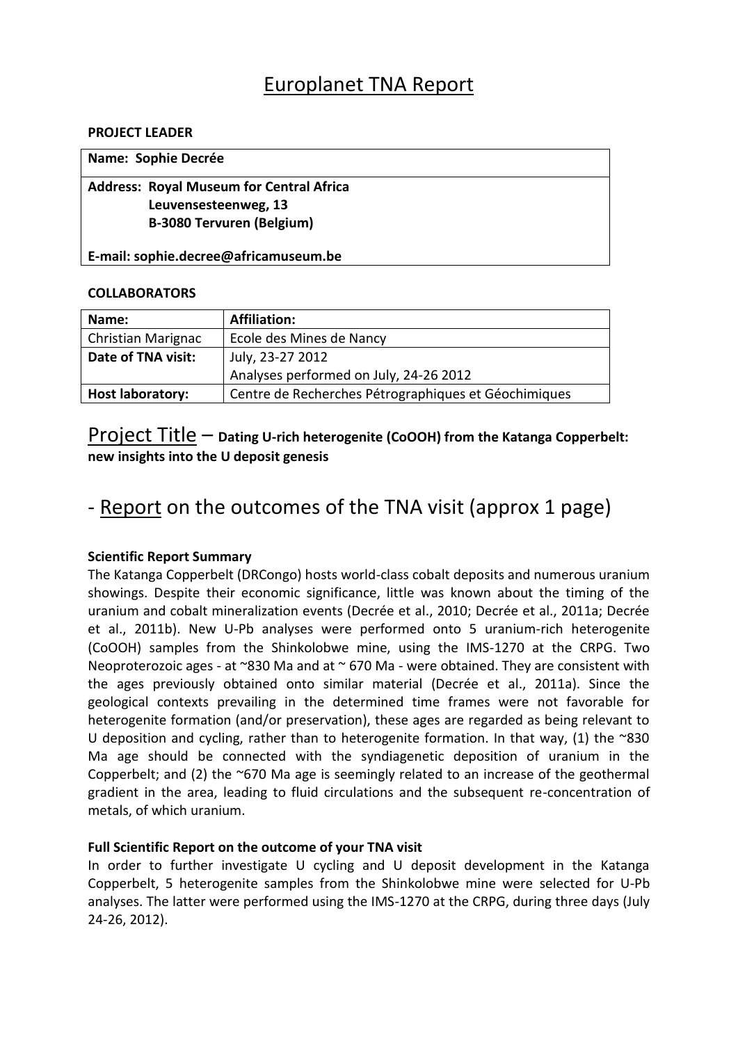# Europlanet TNA Report

**PROJECT LEADER**

| **Name: Sophie Decrée** |
|---|
| **Address: Royal Museum for Central Africa**<br>**Leuvensesteenweg, 13**<br>**B-3080 Tervuren (Belgium)**<br><br>**E-mail: sophie.decree@africamuseum.be** |

**COLLABORATORS**

| **Name:** | **Affiliation:** |
|---|---|
| Christian Marignac | Ecole des Mines de Nancy |
| **Date of TNA visit:** | July, 23-27 2012<br>Analyses performed on July, 24-26 2012 |
| **Host laboratory:** | Centre de Recherches Pétrographiques et Géochimiques |

## Project Title – **Dating U-rich heterogenite (CoOOH) from the Katanga Copperbelt: new insights into the U deposit genesis**

## - Report on the outcomes of the TNA visit (approx 1 page)

**Scientific Report Summary**

The Katanga Copperbelt (DRCongo) hosts world-class cobalt deposits and numerous uranium showings. Despite their economic significance, little was known about the timing of the uranium and cobalt mineralization events (Decrée et al., 2010; Decrée et al., 2011a; Decrée et al., 2011b). New U-Pb analyses were performed onto 5 uranium-rich heterogenite (CoOOH) samples from the Shinkolobwe mine, using the IMS-1270 at the CRPG. Two Neoproterozoic ages - at ~830 Ma and at ~ 670 Ma - were obtained. They are consistent with the ages previously obtained onto similar material (Decrée et al., 2011a). Since the geological contexts prevailing in the determined time frames were not favorable for heterogenite formation (and/or preservation), these ages are regarded as being relevant to U deposition and cycling, rather than to heterogenite formation. In that way, (1) the ~830 Ma age should be connected with the syndiagenetic deposition of uranium in the Copperbelt; and (2) the ~670 Ma age is seemingly related to an increase of the geothermal gradient in the area, leading to fluid circulations and the subsequent re-concentration of metals, of which uranium.

**Full Scientific Report on the outcome of your TNA visit**

In order to further investigate U cycling and U deposit development in the Katanga Copperbelt, 5 heterogenite samples from the Shinkolobwe mine were selected for U-Pb analyses. The latter were performed using the IMS-1270 at the CRPG, during three days (July 24-26, 2012).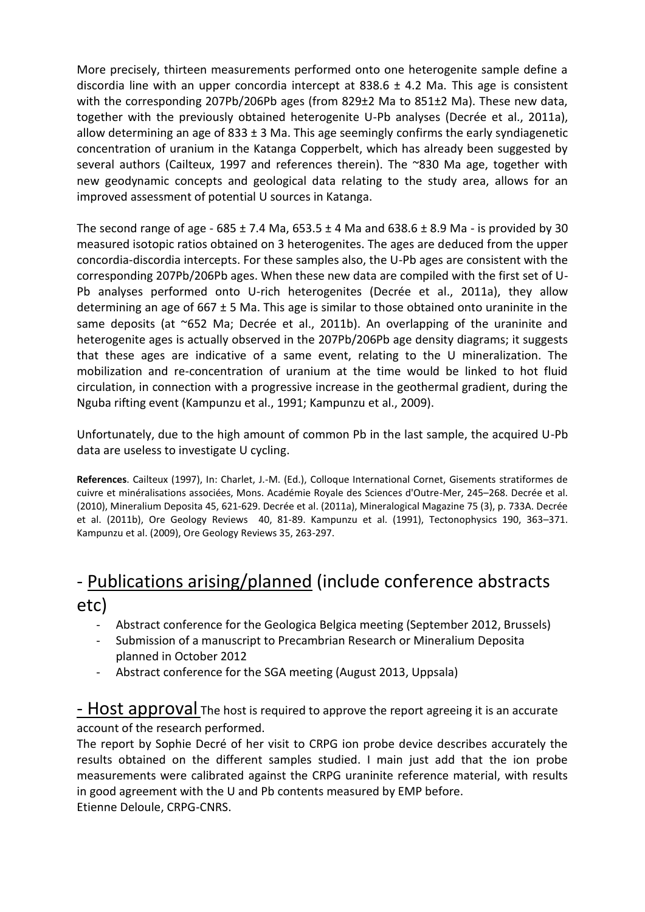More precisely, thirteen measurements performed onto one heterogenite sample define a discordia line with an upper concordia intercept at 838.6 ± 4.2 Ma. This age is consistent with the corresponding 207Pb/206Pb ages (from 829±2 Ma to 851±2 Ma). These new data, together with the previously obtained heterogenite U-Pb analyses (Decrée et al., 2011a), allow determining an age of 833 ± 3 Ma. This age seemingly confirms the early syndiagenetic concentration of uranium in the Katanga Copperbelt, which has already been suggested by several authors (Cailteux, 1997 and references therein). The ~830 Ma age, together with new geodynamic concepts and geological data relating to the study area, allows for an improved assessment of potential U sources in Katanga.

The second range of age - 685 ± 7.4 Ma, 653.5 ± 4 Ma and 638.6 ± 8.9 Ma - is provided by 30 measured isotopic ratios obtained on 3 heterogenites. The ages are deduced from the upper concordia-discordia intercepts. For these samples also, the U-Pb ages are consistent with the corresponding 207Pb/206Pb ages. When these new data are compiled with the first set of U-Pb analyses performed onto U-rich heterogenites (Decrée et al., 2011a), they allow determining an age of 667 ± 5 Ma. This age is similar to those obtained onto uraninite in the same deposits (at ~652 Ma; Decrée et al., 2011b). An overlapping of the uraninite and heterogenite ages is actually observed in the 207Pb/206Pb age density diagrams; it suggests that these ages are indicative of a same event, relating to the U mineralization. The mobilization and re-concentration of uranium at the time would be linked to hot fluid circulation, in connection with a progressive increase in the geothermal gradient, during the Nguba rifting event (Kampunzu et al., 1991; Kampunzu et al., 2009).

Unfortunately, due to the high amount of common Pb in the last sample, the acquired U-Pb data are useless to investigate U cycling.

**References**. Cailteux (1997), In: Charlet, J.-M. (Ed.), Colloque International Cornet, Gisements stratiformes de cuivre et minéralisations associées, Mons. Académie Royale des Sciences d'Outre-Mer, 245–268. Decrée et al. (2010), Mineralium Deposita 45, 621-629. Decrée et al. (2011a), Mineralogical Magazine 75 (3), p. 733A. Decrée et al. (2011b), Ore Geology Reviews 40, 81-89. Kampunzu et al. (1991), Tectonophysics 190, 363–371. Kampunzu et al. (2009), Ore Geology Reviews 35, 263-297.

## - Publications arising/planned (include conference abstracts etc)

- Abstract conference for the Geologica Belgica meeting (September 2012, Brussels)
- Submission of a manuscript to Precambrian Research or Mineralium Deposita planned in October 2012
- Abstract conference for the SGA meeting (August 2013, Uppsala)

## - Host approval

The host is required to approve the report agreeing it is an accurate account of the research performed.

The report by Sophie Decré of her visit to CRPG ion probe device describes accurately the results obtained on the different samples studied. I main just add that the ion probe measurements were calibrated against the CRPG uraninite reference material, with results in good agreement with the U and Pb contents measured by EMP before.
Etienne Deloule, CRPG-CNRS.